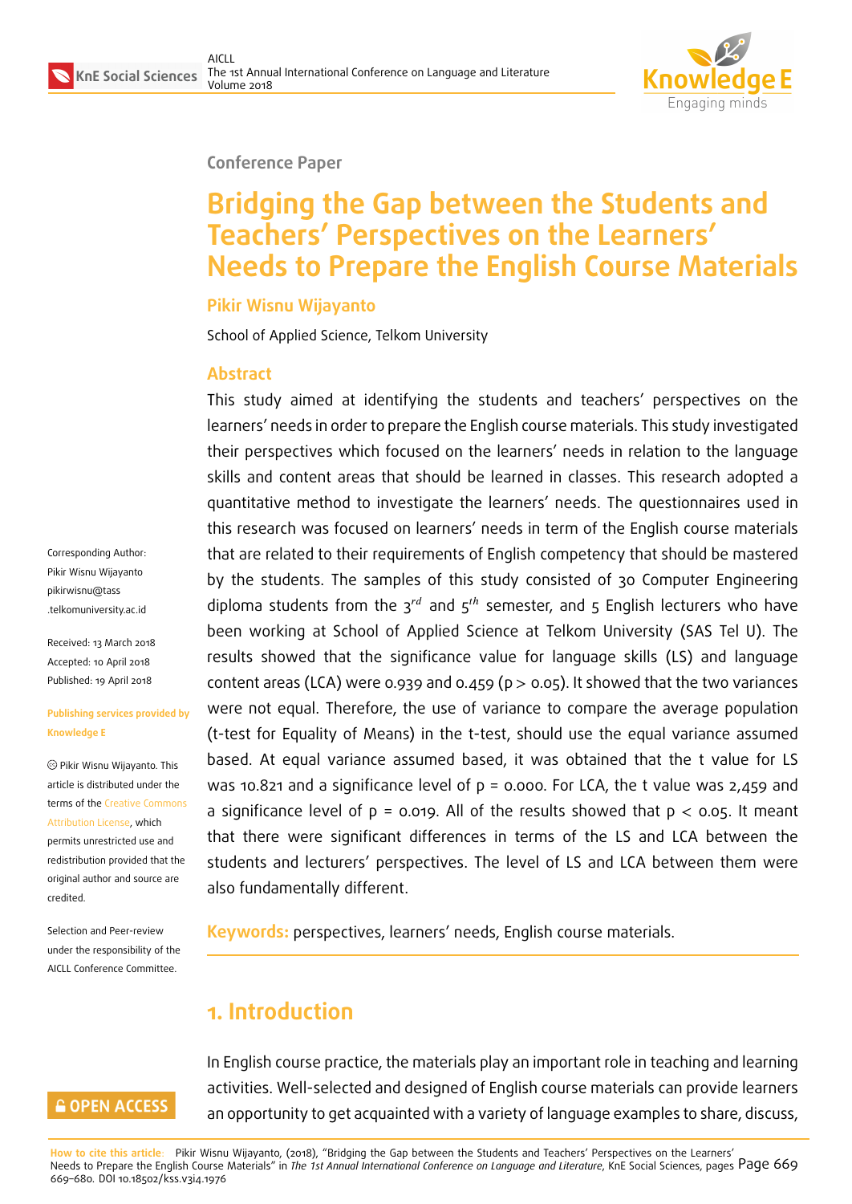Conference Paper

# Bridging the Gap between the Students and Teachers' Perspectives on the Learners' Needs to Prepare the English Course Materials

**Pikir Wisnu Wijayanto**

School of Applied Science, Telkom University

Corresponding Author: Pikir Wisnu Wijayanto pikirwisnu@tass.telkomuniversity.ac.id

Received: 13 March 2018
Accepted: 10 April 2018
Published: 19 April 2018

Publishing services provided by Knowledge E

© Pikir Wisnu Wijayanto. This article is distributed under the terms of the Creative Commons Attribution License, which permits unrestricted use and redistribution provided that the original author and source are credited.

Selection and Peer-review under the responsibility of the AICLL Conference Committee.

## Abstract

This study aimed at identifying the students and teachers' perspectives on the learners' needs in order to prepare the English course materials. This study investigated their perspectives which focused on the learners' needs in relation to the language skills and content areas that should be learned in classes. This research adopted a quantitative method to investigate the learners' needs. The questionnaires used in this research was focused on learners' needs in term of the English course materials that are related to their requirements of English competency that should be mastered by the students. The samples of this study consisted of 30 Computer Engineering diploma students from the $3^{rd}$ and $5^{th}$ semester, and 5 English lecturers who have been working at School of Applied Science at Telkom University (SAS Tel U). The results showed that the significance value for language skills (LS) and language content areas (LCA) were 0.939 and 0.459 ($p > 0.05$). It showed that the two variances were not equal. Therefore, the use of variance to compare the average population (t-test for Equality of Means) in the t-test, should use the equal variance assumed based. At equal variance assumed based, it was obtained that the t value for LS was 10.821 and a significance level of $p = 0.000$. For LCA, the t value was 2,459 and a significance level of $p = 0.019$. All of the results showed that $p < 0.05$. It meant that there were significant differences in terms of the LS and LCA between the students and lecturers' perspectives. The level of LS and LCA between them were also fundamentally different.

**Keywords:** perspectives, learners' needs, English course materials.

## 1. Introduction

In English course practice, the materials play an important role in teaching and learning activities. Well-selected and designed of English course materials can provide learners an opportunity to get acquainted with a variety of language examples to share, discuss,

How to cite this article: Pikir Wisnu Wijayanto, (2018), "Bridging the Gap between the Students and Teachers' Perspectives on the Learners' Needs to Prepare the English Course Materials" in *The 1st Annual International Conference on Language and Literature*, KnE Social Sciences, pages 669–680. DOI 10.18502/kss.v3i4.1976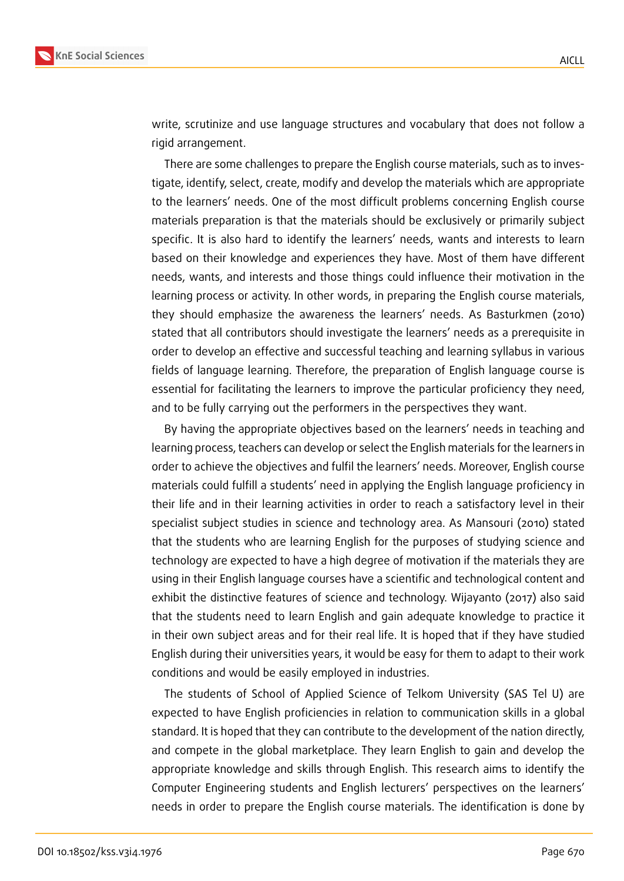write, scrutinize and use language structures and vocabulary that does not follow a rigid arrangement.

There are some challenges to prepare the English course materials, such as to investigate, identify, select, create, modify and develop the materials which are appropriate to the learners' needs. One of the most difficult problems concerning English course materials preparation is that the materials should be exclusively or primarily subject specific. It is also hard to identify the learners' needs, wants and interests to learn based on their knowledge and experiences they have. Most of them have different needs, wants, and interests and those things could influence their motivation in the learning process or activity. In other words, in preparing the English course materials, they should emphasize the awareness the learners' needs. As Basturkmen (2010) stated that all contributors should investigate the learners' needs as a prerequisite in order to develop an effective and successful teaching and learning syllabus in various fields of language learning. Therefore, the preparation of English language course is essential for facilitating the learners to improve the particular proficiency they need, and to be fully carrying out the performers in the perspectives they want.

By having the appropriate objectives based on the learners' needs in teaching and learning process, teachers can develop or select the English materials for the learners in order to achieve the objectives and fulfil the learners' needs. Moreover, English course materials could fulfill a students' need in applying the English language proficiency in their life and in their learning activities in order to reach a satisfactory level in their specialist subject studies in science and technology area. As Mansouri (2010) stated that the students who are learning English for the purposes of studying science and technology are expected to have a high degree of motivation if the materials they are using in their English language courses have a scientific and technological content and exhibit the distinctive features of science and technology. Wijayanto (2017) also said that the students need to learn English and gain adequate knowledge to practice it in their own subject areas and for their real life. It is hoped that if they have studied English during their universities years, it would be easy for them to adapt to their work conditions and would be easily employed in industries.

The students of School of Applied Science of Telkom University (SAS Tel U) are expected to have English proficiencies in relation to communication skills in a global standard. It is hoped that they can contribute to the development of the nation directly, and compete in the global marketplace. They learn English to gain and develop the appropriate knowledge and skills through English. This research aims to identify the Computer Engineering students and English lecturers' perspectives on the learners' needs in order to prepare the English course materials. The identification is done by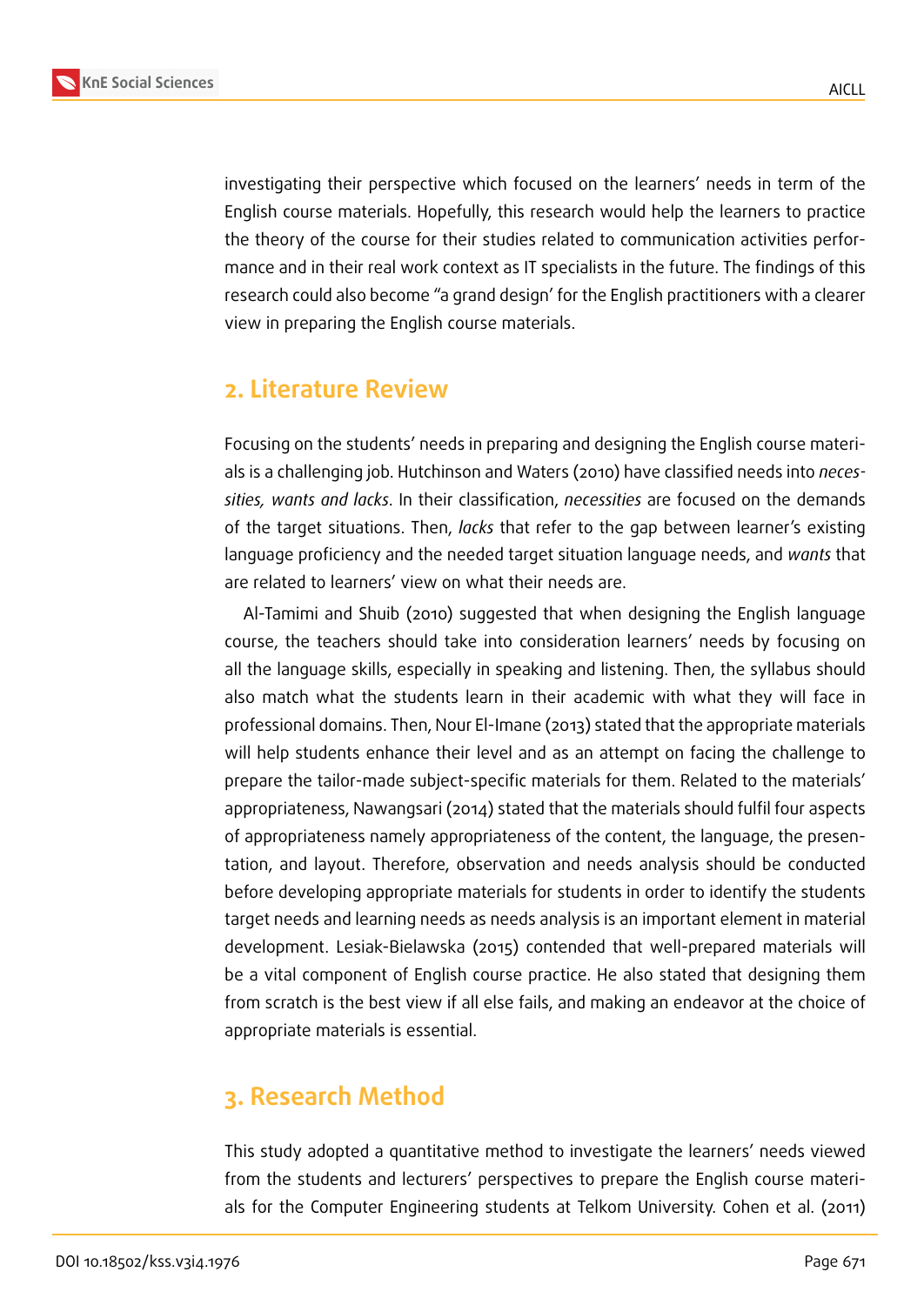investigating their perspective which focused on the learners' needs in term of the English course materials. Hopefully, this research would help the learners to practice the theory of the course for their studies related to communication activities performance and in their real work context as IT specialists in the future. The findings of this research could also become "a grand design' for the English practitioners with a clearer view in preparing the English course materials.

## 2. Literature Review

Focusing on the students' needs in preparing and designing the English course materials is a challenging job. Hutchinson and Waters (2010) have classified needs into *necessities, wants and lacks*. In their classification, *necessities* are focused on the demands of the target situations. Then, *lacks* that refer to the gap between learner's existing language proficiency and the needed target situation language needs, and *wants* that are related to learners' view on what their needs are.

Al-Tamimi and Shuib (2010) suggested that when designing the English language course, the teachers should take into consideration learners' needs by focusing on all the language skills, especially in speaking and listening. Then, the syllabus should also match what the students learn in their academic with what they will face in professional domains. Then, Nour El-Imane (2013) stated that the appropriate materials will help students enhance their level and as an attempt on facing the challenge to prepare the tailor-made subject-specific materials for them. Related to the materials' appropriateness, Nawangsari (2014) stated that the materials should fulfil four aspects of appropriateness namely appropriateness of the content, the language, the presentation, and layout. Therefore, observation and needs analysis should be conducted before developing appropriate materials for students in order to identify the students target needs and learning needs as needs analysis is an important element in material development. Lesiak-Bielawska (2015) contended that well-prepared materials will be a vital component of English course practice. He also stated that designing them from scratch is the best view if all else fails, and making an endeavor at the choice of appropriate materials is essential.

## 3. Research Method

This study adopted a quantitative method to investigate the learners' needs viewed from the students and lecturers' perspectives to prepare the English course materials for the Computer Engineering students at Telkom University. Cohen et al. (2011)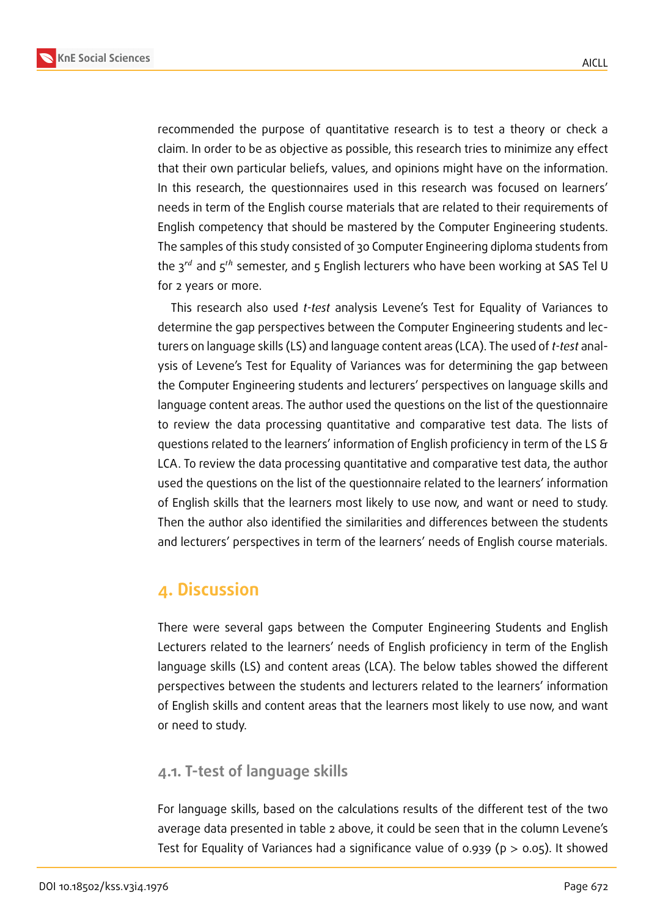recommended the purpose of quantitative research is to test a theory or check a claim. In order to be as objective as possible, this research tries to minimize any effect that their own particular beliefs, values, and opinions might have on the information. In this research, the questionnaires used in this research was focused on learners' needs in term of the English course materials that are related to their requirements of English competency that should be mastered by the Computer Engineering students. The samples of this study consisted of 30 Computer Engineering diploma students from the $3^{rd}$ and $5^{th}$ semester, and 5 English lecturers who have been working at SAS Tel U for 2 years or more.

This research also used *t-test* analysis Levene's Test for Equality of Variances to determine the gap perspectives between the Computer Engineering students and lecturers on language skills (LS) and language content areas (LCA). The used of *t-test* analysis of Levene's Test for Equality of Variances was for determining the gap between the Computer Engineering students and lecturers' perspectives on language skills and language content areas. The author used the questions on the list of the questionnaire to review the data processing quantitative and comparative test data. The lists of questions related to the learners' information of English proficiency in term of the LS & LCA. To review the data processing quantitative and comparative test data, the author used the questions on the list of the questionnaire related to the learners' information of English skills that the learners most likely to use now, and want or need to study. Then the author also identified the similarities and differences between the students and lecturers' perspectives in term of the learners' needs of English course materials.

## 4. Discussion

There were several gaps between the Computer Engineering Students and English Lecturers related to the learners' needs of English proficiency in term of the English language skills (LS) and content areas (LCA). The below tables showed the different perspectives between the students and lecturers related to the learners' information of English skills and content areas that the learners most likely to use now, and want or need to study.

### 4.1. T-test of language skills

For language skills, based on the calculations results of the different test of the two average data presented in table 2 above, it could be seen that in the column Levene's Test for Equality of Variances had a significance value of 0.939 ($p > 0.05$). It showed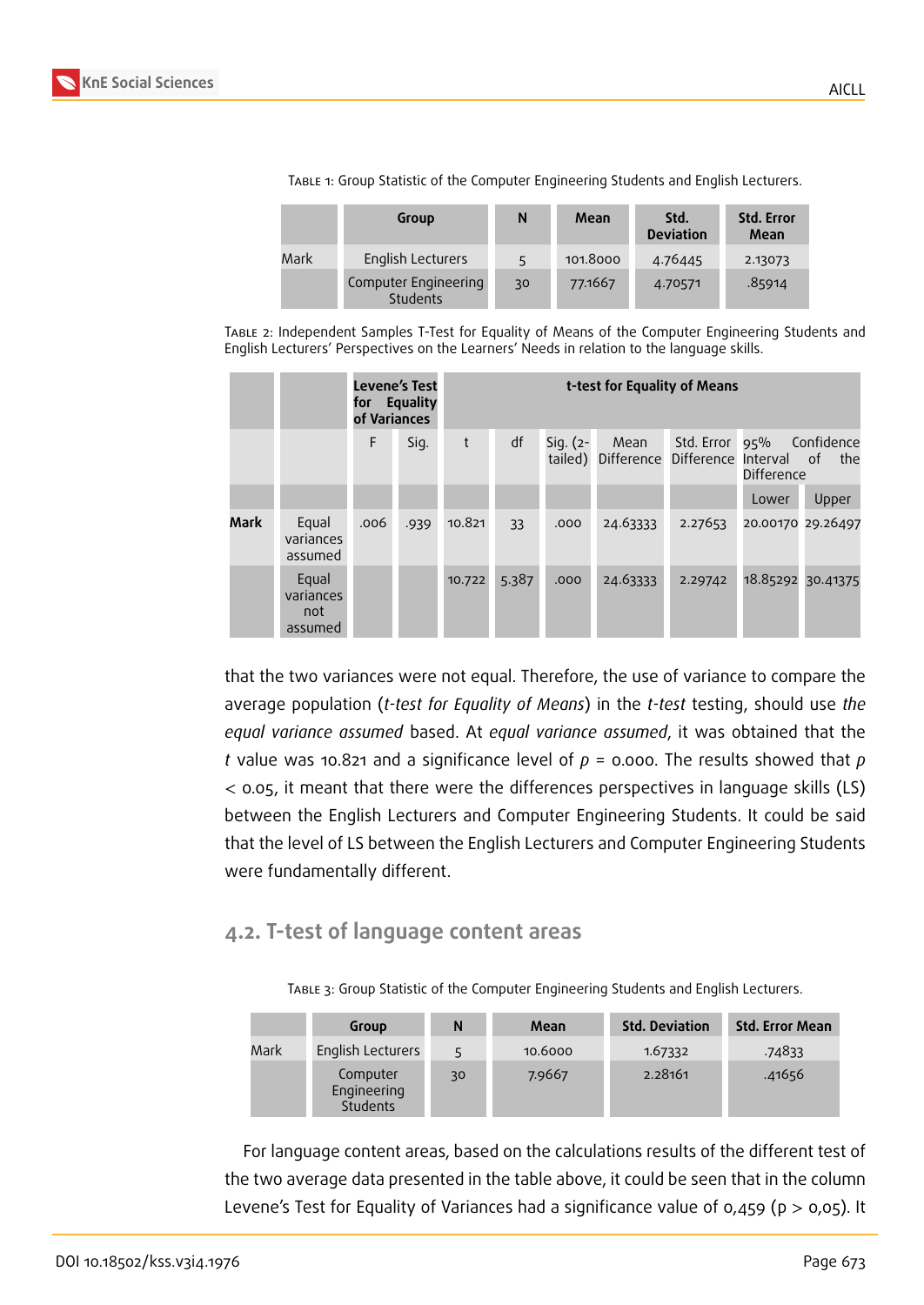Table 1: Group Statistic of the Computer Engineering Students and English Lecturers.

| | Group | N | Mean | Std. Deviation | Std. Error Mean |
|---|---|---|---|---|---|
| Mark | English Lecturers | 5 | 101.8000 | 4.76445 | 2.13073 |
| | Computer Engineering Students | 30 | 77.1667 | 4.70571 | .85914 |

Table 2: Independent Samples T-Test for Equality of Means of the Computer Engineering Students and English Lecturers' Perspectives on the Learners' Needs in relation to the language skills.

| | | Levene's Test for Equality of Variances | | t-test for Equality of Means | | | | | | |
|---|---|---|---|---|---|---|---|---|---|---|
| | | F | Sig. | t | df | Sig. (2-tailed) | Mean Difference | Std. Error Difference | 95% Confidence Interval of the Difference | |
| | | | | | | | | | Lower | Upper |
| **Mark** | Equal variances assumed | .006 | .939 | 10.821 | 33 | .000 | 24.63333 | 2.27653 | 20.00170 | 29.26497 |
| | Equal variances not assumed | | | 10.722 | 5.387 | .000 | 24.63333 | 2.29742 | 18.85292 | 30.41375 |

that the two variances were not equal. Therefore, the use of variance to compare the average population (*t-test for Equality of Means*) in the *t-test* testing, should use *the equal variance assumed* based. At *equal variance assumed*, it was obtained that the *t* value was 10.821 and a significance level of $p$ = 0.000. The results showed that $p$ < 0.05, it meant that there were the differences perspectives in language skills (LS) between the English Lecturers and Computer Engineering Students. It could be said that the level of LS between the English Lecturers and Computer Engineering Students were fundamentally different.

## 4.2. T-test of language content areas

Table 3: Group Statistic of the Computer Engineering Students and English Lecturers.

| | Group | N | Mean | Std. Deviation | Std. Error Mean |
|---|---|---|---|---|---|
| Mark | English Lecturers | 5 | 10.6000 | 1.67332 | .74833 |
| | Computer Engineering Students | 30 | 7.9667 | 2.28161 | .41656 |

For language content areas, based on the calculations results of the different test of the two average data presented in the table above, it could be seen that in the column Levene's Test for Equality of Variances had a significance value of 0,459 (p > 0,05). It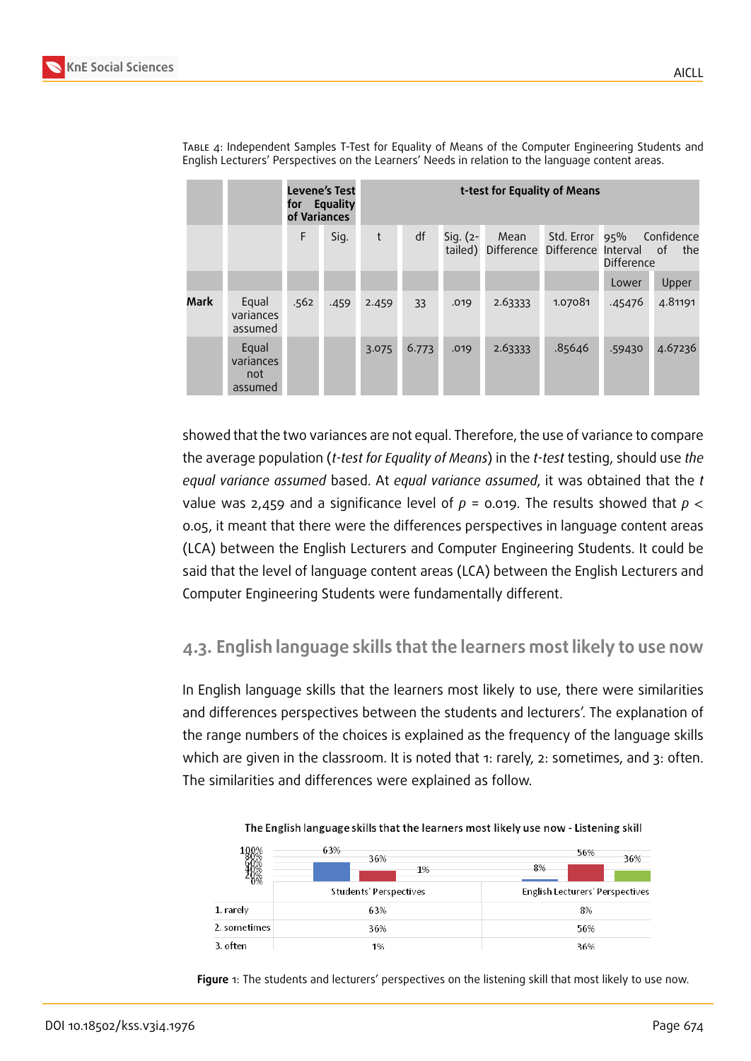Table 4: Independent Samples T-Test for Equality of Means of the Computer Engineering Students and English Lecturers' Perspectives on the Learners' Needs in relation to the language content areas.

| | | Levene's Test for Equality of Variances | | t-test for Equality of Means | | | | | | |
|---|---|---|---|---|---|---|---|---|---|---|
| | | F | Sig. | t | df | Sig. (2-tailed) | Mean Difference | Std. Error Difference | 95% Confidence Interval of the Difference | |
| | | | | | | | | | Lower | Upper |
| **Mark** | Equal variances assumed | .562 | .459 | 2.459 | 33 | .019 | 2.63333 | 1.07081 | .45476 | 4.81191 |
| | Equal variances not assumed | | | 3.075 | 6.773 | .019 | 2.63333 | .85646 | .59430 | 4.67236 |

showed that the two variances are not equal. Therefore, the use of variance to compare the average population (*t-test for Equality of Means*) in the *t-test* testing, should use *the equal variance assumed* based. At *equal variance assumed*, it was obtained that the *t* value was 2,459 and a significance level of $p = 0.019$. The results showed that $p < 0.05$, it meant that there were the differences perspectives in language content areas (LCA) between the English Lecturers and Computer Engineering Students. It could be said that the level of language content areas (LCA) between the English Lecturers and Computer Engineering Students were fundamentally different.

## 4.3. English language skills that the learners most likely to use now

In English language skills that the learners most likely to use, there were similarities and differences perspectives between the students and lecturers'. The explanation of the range numbers of the choices is explained as the frequency of the language skills which are given in the classroom. It is noted that 1: rarely, 2: sometimes, and 3: often. The similarities and differences were explained as follow.

The English language skills that the learners most likely use now - Listening skill

| | Students' Perspectives | English Lecturers' Perspectives |
|---|---|---|
| 1. rarely | 63% | 8% |
| 2. sometimes | 36% | 56% |
| 3. often | 1% | 36% |

**Figure** 1: The students and lecturers' perspectives on the listening skill that most likely to use now.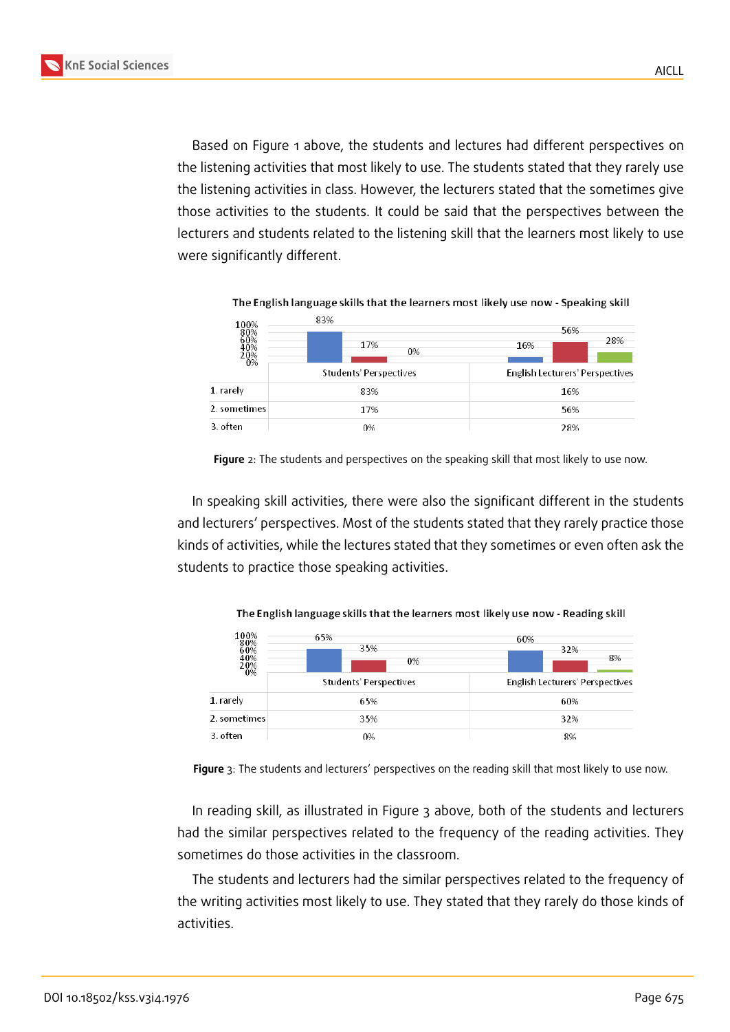Based on Figure 1 above, the students and lectures had different perspectives on the listening activities that most likely to use. The students stated that they rarely use the listening activities in class. However, the lecturers stated that the sometimes give those activities to the students. It could be said that the perspectives between the lecturers and students related to the listening skill that the learners most likely to use were significantly different.

**The English language skills that the learners most likely use now - Speaking skill**

| | Students' Perspectives | English Lecturers' Perspectives |
|---|---|---|
| 1. rarely | 83% | 16% |
| 2. sometimes | 17% | 56% |
| 3. often | 0% | 28% |

**Figure** 2: The students and perspectives on the speaking skill that most likely to use now.

In speaking skill activities, there were also the significant different in the students and lecturers' perspectives. Most of the students stated that they rarely practice those kinds of activities, while the lectures stated that they sometimes or even often ask the students to practice those speaking activities.

**The English language skills that the learners most likely use now - Reading skill**

| | Students' Perspectives | English Lecturers' Perspectives |
|---|---|---|
| 1. rarely | 65% | 60% |
| 2. sometimes | 35% | 32% |
| 3. often | 0% | 8% |

**Figure** 3: The students and lecturers' perspectives on the reading skill that most likely to use now.

In reading skill, as illustrated in Figure 3 above, both of the students and lecturers had the similar perspectives related to the frequency of the reading activities. They sometimes do those activities in the classroom.

The students and lecturers had the similar perspectives related to the frequency of the writing activities most likely to use. They stated that they rarely do those kinds of activities.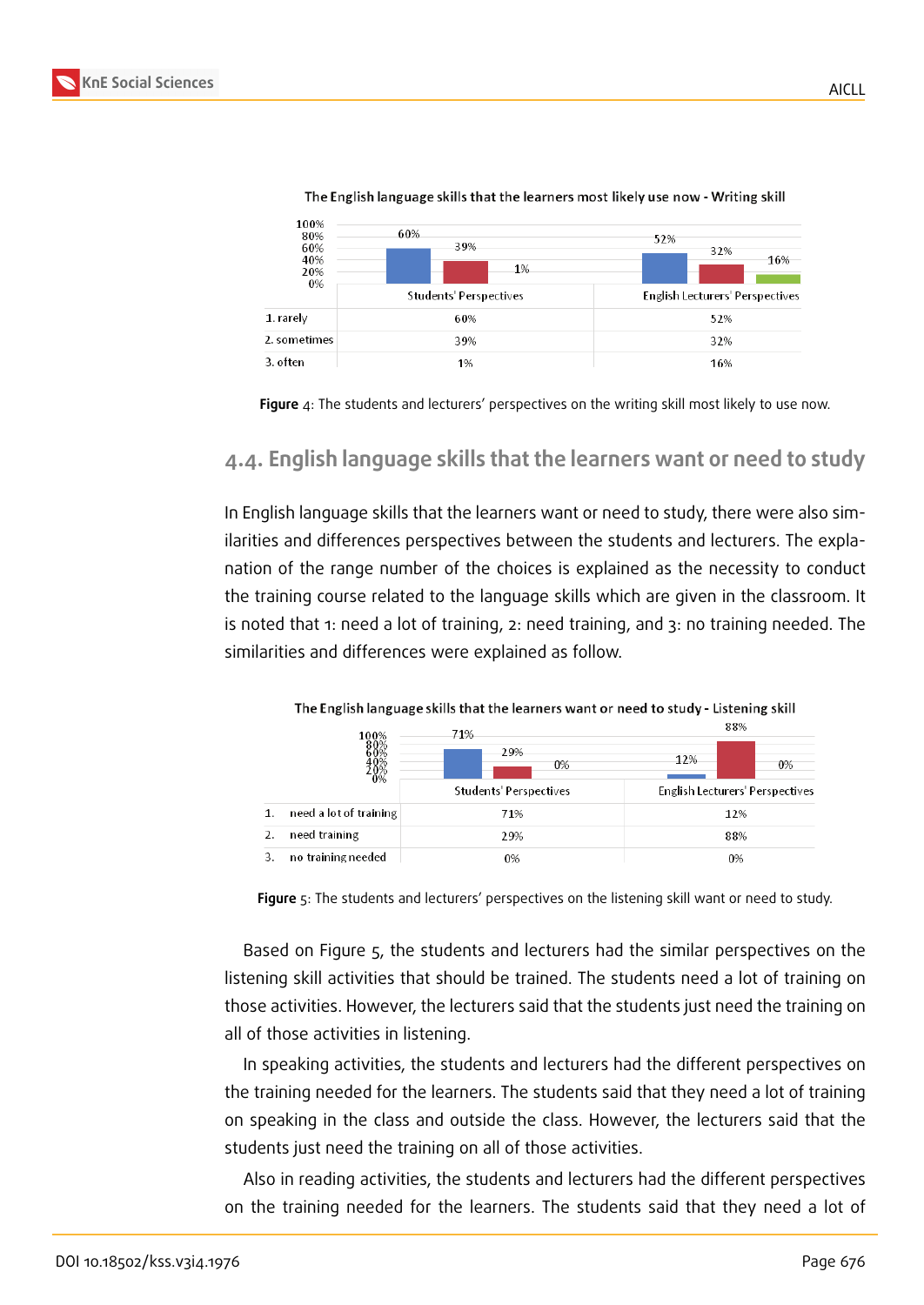The English language skills that the learners most likely use now - Writing skill

| | Students' Perspectives | English Lecturers' Perspectives |
|---|---|---|
| 1. rarely | 60% | 52% |
| 2. sometimes | 39% | 32% |
| 3. often | 1% | 16% |

**Figure** 4: The students and lecturers' perspectives on the writing skill most likely to use now.

## 4.4. English language skills that the learners want or need to study

In English language skills that the learners want or need to study, there were also similarities and differences perspectives between the students and lecturers. The explanation of the range number of the choices is explained as the necessity to conduct the training course related to the language skills which are given in the classroom. It is noted that 1: need a lot of training, 2: need training, and 3: no training needed. The similarities and differences were explained as follow.

The English language skills that the learners want or need to study - Listening skill

| | Students' Perspectives | English Lecturers' Perspectives |
|---|---|---|
| 1. need a lot of training | 71% | 12% |
| 2. need training | 29% | 88% |
| 3. no training needed | 0% | 0% |

**Figure** 5: The students and lecturers' perspectives on the listening skill want or need to study.

Based on Figure 5, the students and lecturers had the similar perspectives on the listening skill activities that should be trained. The students need a lot of training on those activities. However, the lecturers said that the students just need the training on all of those activities in listening.

In speaking activities, the students and lecturers had the different perspectives on the training needed for the learners. The students said that they need a lot of training on speaking in the class and outside the class. However, the lecturers said that the students just need the training on all of those activities.

Also in reading activities, the students and lecturers had the different perspectives on the training needed for the learners. The students said that they need a lot of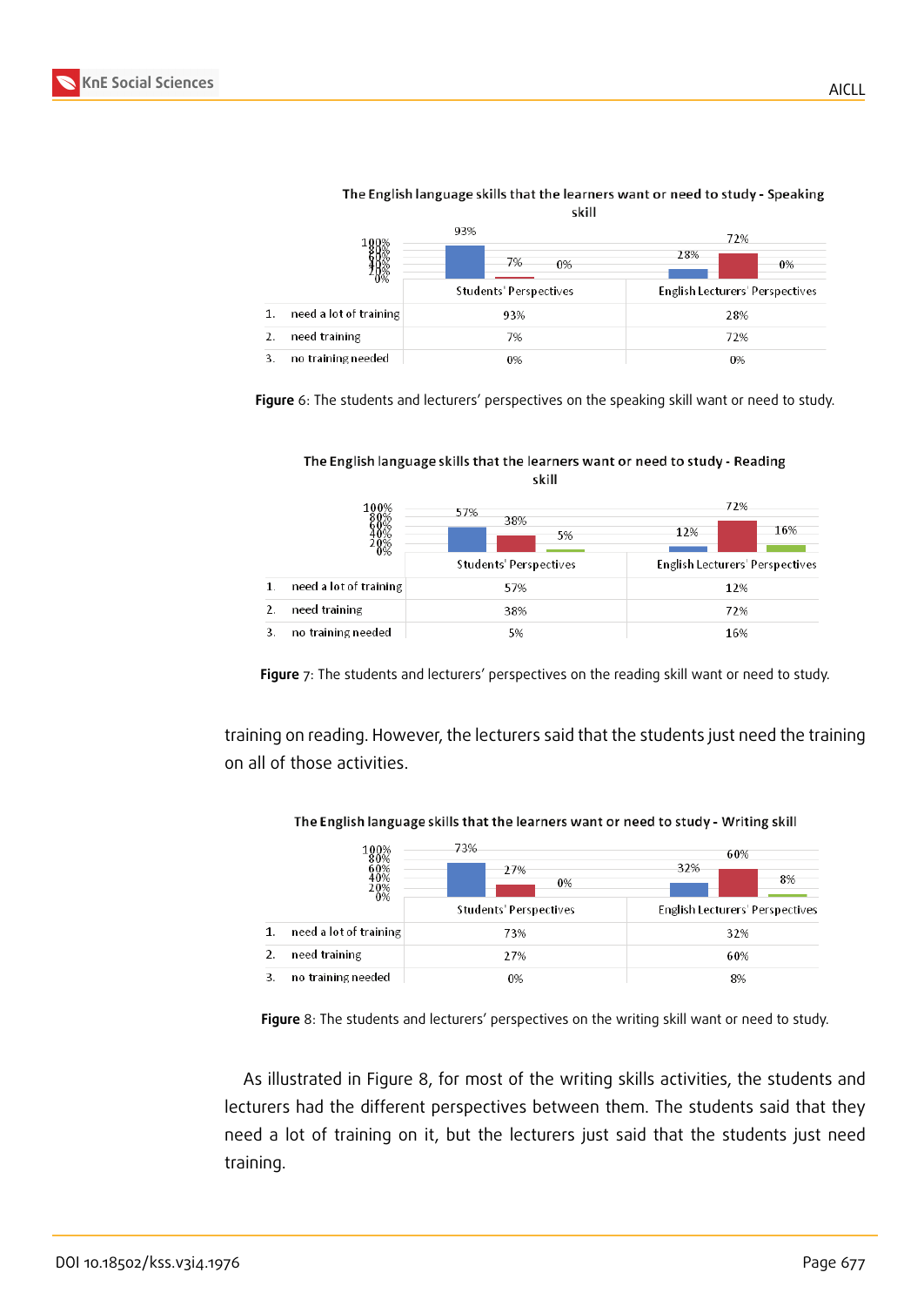**The English language skills that the learners want or need to study - Speaking skill**

| | | Students' Perspectives | English Lecturers' Perspectives |
|---|---|---|---|
| 1. | need a lot of training | 93% | 28% |
| 2. | need training | 7% | 72% |
| 3. | no training needed | 0% | 0% |

**Figure** 6: The students and lecturers' perspectives on the speaking skill want or need to study.

**The English language skills that the learners want or need to study - Reading skill**

| | | Students' Perspectives | English Lecturers' Perspectives |
|---|---|---|---|
| 1. | need a lot of training | 57% | 12% |
| 2. | need training | 38% | 72% |
| 3. | no training needed | 5% | 16% |

**Figure** 7: The students and lecturers' perspectives on the reading skill want or need to study.

training on reading. However, the lecturers said that the students just need the training on all of those activities.

**The English language skills that the learners want or need to study - Writing skill**

| | | Students' Perspectives | English Lecturers' Perspectives |
|---|---|---|---|
| 1. | need a lot of training | 73% | 32% |
| 2. | need training | 27% | 60% |
| 3. | no training needed | 0% | 8% |

**Figure** 8: The students and lecturers' perspectives on the writing skill want or need to study.

As illustrated in Figure 8, for most of the writing skills activities, the students and lecturers had the different perspectives between them. The students said that they need a lot of training on it, but the lecturers just said that the students just need training.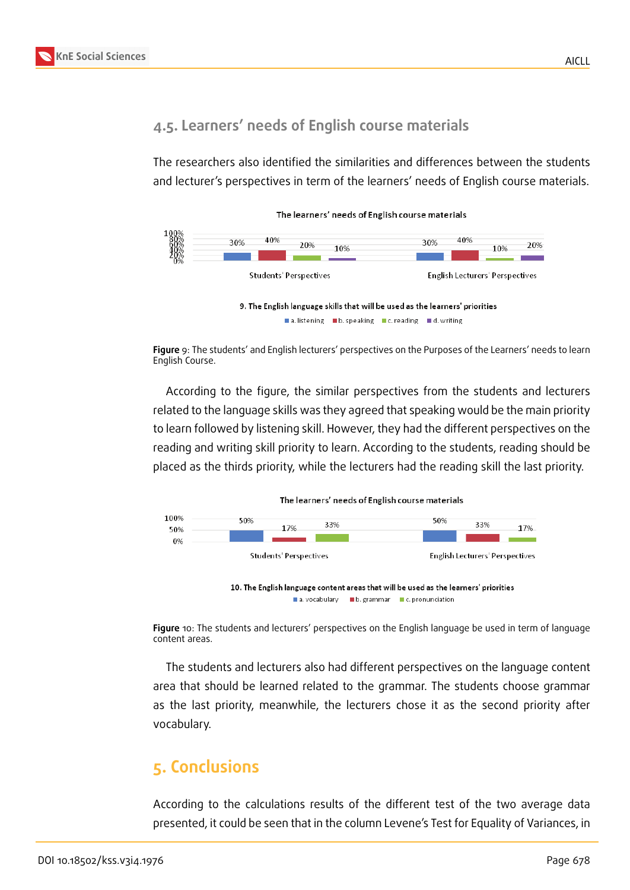## 4.5. Learners' needs of English course materials

The researchers also identified the similarities and differences between the students and lecturer's perspectives in term of the learners' needs of English course materials.

The learners' needs of English course materials

| | a. listening | b. speaking | c. reading | d. writing |
|---|---|---|---|---|
| Students' Perspectives | 30% | 40% | 20% | 10% |
| English Lecturers' Perspectives | 30% | 40% | 10% | 20% |

9. The English language skills that will be used as the learners' priorities

**Figure** 9: The students' and English lecturers' perspectives on the Purposes of the Learners' needs to learn English Course.

According to the figure, the similar perspectives from the students and lecturers related to the language skills was they agreed that speaking would be the main priority to learn followed by listening skill. However, they had the different perspectives on the reading and writing skill priority to learn. According to the students, reading should be placed as the thirds priority, while the lecturers had the reading skill the last priority.

The learners' needs of English course materials

| | a. vocabulary | b. grammar | c. pronunciation |
|---|---|---|---|
| Students' Perspectives | 50% | 17% | 33% |
| English Lecturers' Perspectives | 50% | 33% | 17% |

10. The English language content areas that will be used as the learners' priorities

**Figure** 10: The students and lecturers' perspectives on the English language be used in term of language content areas.

The students and lecturers also had different perspectives on the language content area that should be learned related to the grammar. The students choose grammar as the last priority, meanwhile, the lecturers chose it as the second priority after vocabulary.

# 5. Conclusions

According to the calculations results of the different test of the two average data presented, it could be seen that in the column Levene's Test for Equality of Variances, in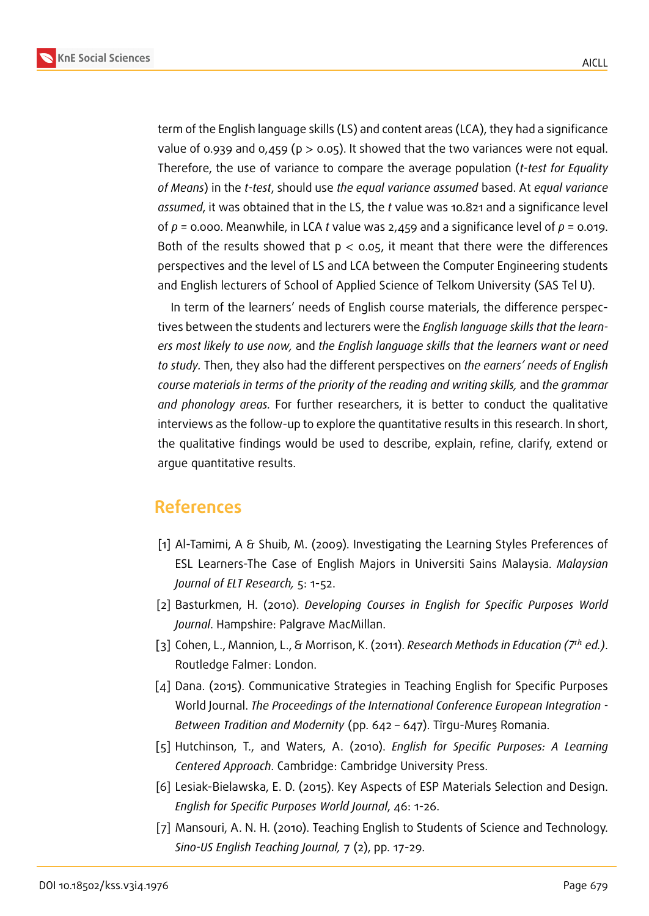term of the English language skills (LS) and content areas (LCA), they had a significance value of 0.939 and 0,459 ($p > 0.05$). It showed that the two variances were not equal. Therefore, the use of variance to compare the average population (*t-test for Equality of Means*) in the *t-test*, should use *the equal variance assumed* based. At *equal variance assumed*, it was obtained that in the LS, the *t* value was 10.821 and a significance level of $p = 0.000$. Meanwhile, in LCA *t* value was 2,459 and a significance level of $p = 0.019$. Both of the results showed that $p < 0.05$, it meant that there were the differences perspectives and the level of LS and LCA between the Computer Engineering students and English lecturers of School of Applied Science of Telkom University (SAS Tel U).

In term of the learners' needs of English course materials, the difference perspectives between the students and lecturers were the *English language skills that the learners most likely to use now,* and *the English language skills that the learners want or need to study.* Then, they also had the different perspectives on *the earners' needs of English course materials in terms of the priority of the reading and writing skills,* and *the grammar and phonology areas.* For further researchers, it is better to conduct the qualitative interviews as the follow-up to explore the quantitative results in this research. In short, the qualitative findings would be used to describe, explain, refine, clarify, extend or argue quantitative results.

## References

[1] Al-Tamimi, A & Shuib, M. (2009). Investigating the Learning Styles Preferences of ESL Learners-The Case of English Majors in Universiti Sains Malaysia. *Malaysian Journal of ELT Research,* 5: 1-52.

[2] Basturkmen, H. (2010). *Developing Courses in English for Specific Purposes World Journal*. Hampshire: Palgrave MacMillan.

[3] Cohen, L., Mannion, L., & Morrison, K. (2011). *Research Methods in Education (7th ed.)*. Routledge Falmer: London.

[4] Dana. (2015). Communicative Strategies in Teaching English for Specific Purposes World Journal. *The Proceedings of the International Conference European Integration - Between Tradition and Modernity* (pp. 642 – 647). Tîrgu-Mureş Romania.

[5] Hutchinson, T., and Waters, A. (2010). *English for Specific Purposes: A Learning Centered Approach*. Cambridge: Cambridge University Press.

[6] Lesiak-Bielawska, E. D. (2015). Key Aspects of ESP Materials Selection and Design. *English for Specific Purposes World Journal*, 46: 1-26.

[7] Mansouri, A. N. H. (2010). Teaching English to Students of Science and Technology. *Sino-US English Teaching Journal,* 7 (2), pp. 17-29.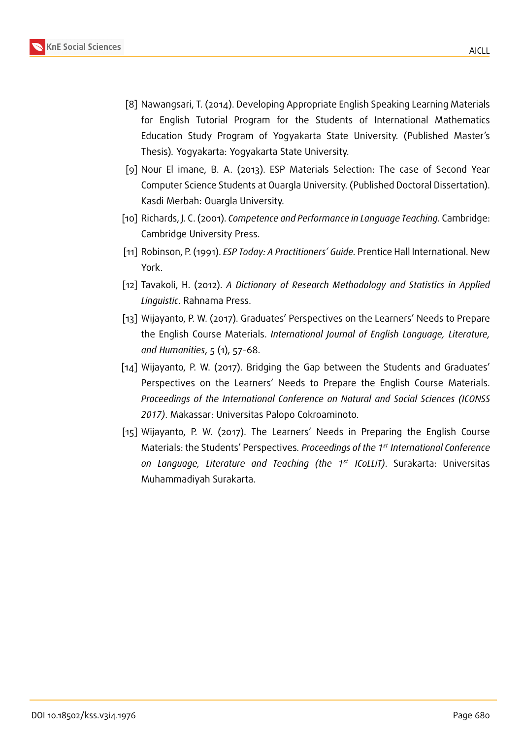[8] Nawangsari, T. (2014). Developing Appropriate English Speaking Learning Materials for English Tutorial Program for the Students of International Mathematics Education Study Program of Yogyakarta State University. (Published Master's Thesis). Yogyakarta: Yogyakarta State University.

[9] Nour El imane, B. A. (2013). ESP Materials Selection: The case of Second Year Computer Science Students at Ouargla University. (Published Doctoral Dissertation). Kasdi Merbah: Ouargla University.

[10] Richards, J. C. (2001). *Competence and Performance in Language Teaching.* Cambridge: Cambridge University Press.

[11] Robinson, P. (1991). *ESP Today: A Practitioners' Guide.* Prentice Hall International. New York.

[12] Tavakoli, H. (2012). *A Dictionary of Research Methodology and Statistics in Applied Linguistic*. Rahnama Press.

[13] Wijayanto, P. W. (2017). Graduates' Perspectives on the Learners' Needs to Prepare the English Course Materials. *International Journal of English Language, Literature, and Humanities*, 5 (1), 57-68.

[14] Wijayanto, P. W. (2017). Bridging the Gap between the Students and Graduates' Perspectives on the Learners' Needs to Prepare the English Course Materials. *Proceedings of the International Conference on Natural and Social Sciences (ICONSS 2017)*. Makassar: Universitas Palopo Cokroaminoto.

[15] Wijayanto, P. W. (2017). The Learners' Needs in Preparing the English Course Materials: the Students' Perspectives. *Proceedings of the 1st International Conference on Language, Literature and Teaching (the 1st ICoLLiT)*. Surakarta: Universitas Muhammadiyah Surakarta.